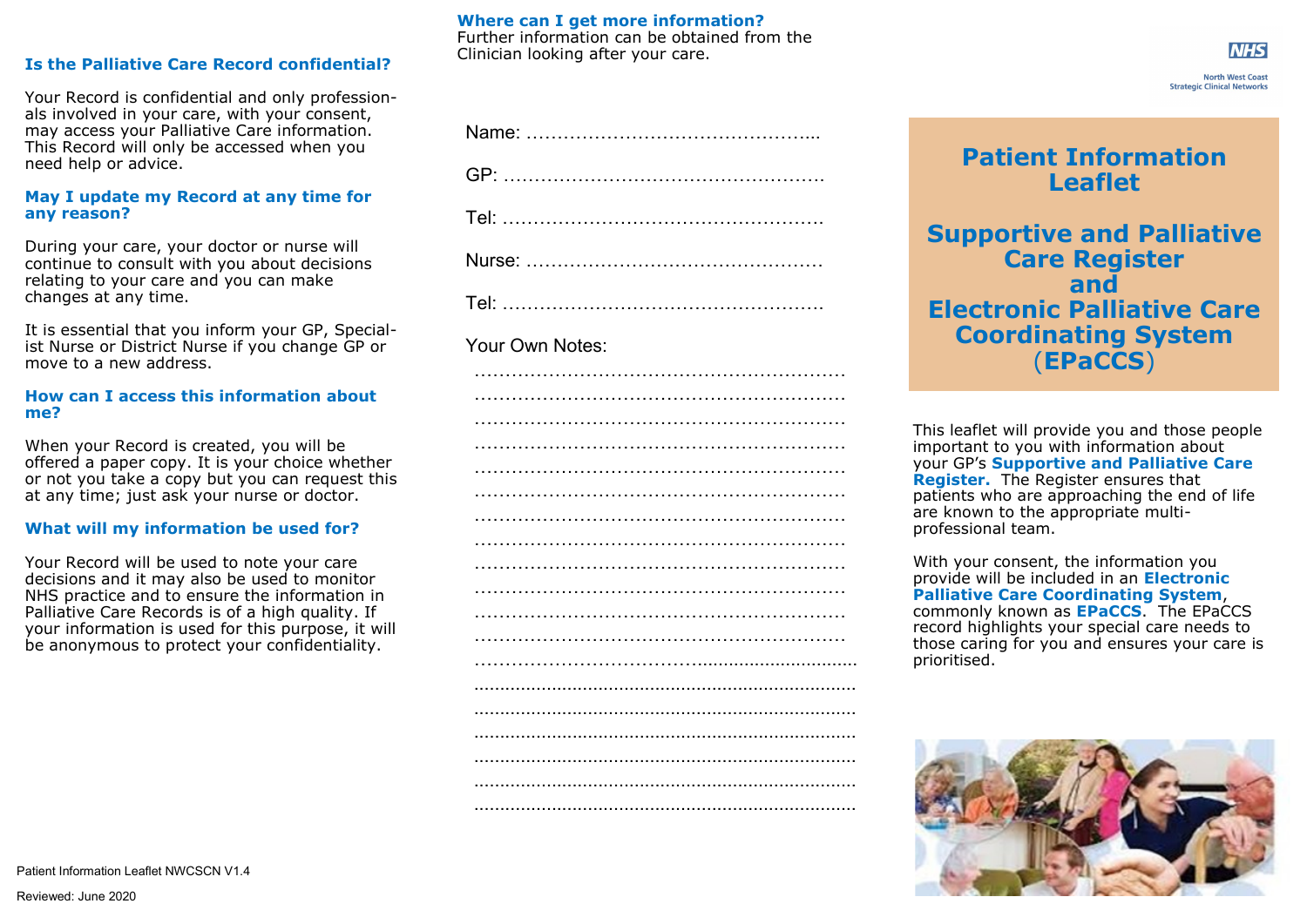## Is the Palliative Care Record confidential?

Your Record is confidential and only professionals involved in your care, with your consent, may access your Palliative Care information. This Record will only be accessed when you need help or advice.

## May I update my Record at any time for any reason?

During your care, your doctor or nurse will continue to consult with you about decisions relating to your care and you can make changes at any time.

It is essential that you inform your GP, Specialist Nurse or District Nurse if you change GP or move to a new address.

## How can I access this information about me?

When your Record is created, you will be offered a paper copy. It is your choice whether or not you take a copy but you can request this at any time; just ask your nurse or doctor.

## What will my information be used for?

Your Record will be used to note your care decisions and it may also be used to monitor NHS practice and to ensure the information in Palliative Care Records is of a high quality. If your information is used for this purpose, it will be anonymous to protect your confidentiality.

Patient Information Leaflet NWCSCN V1.4

Reviewed: June 2020

## Where can I get more information?

Further information can be obtained from the Clinician looking after your care.

Name: ..................................................

GP: ......................................................

Tel: ......................................................

Nurse: ..................................................

Tel: ......................................................

Your Own Notes:

..............................................................

..............................................................

..............................................................

..............................................................

..............................................................

..............................................................

..............................................................

..............................................................

..............................................................

..............................................................

..............................................................

..............................................................

..............................................................

..............................................................

..............................................................

..............................................................

..............................................................

..............................................................

NHS

North West Coast Strategic Clinical Networks

# Patient Information Leaflet

# Supportive and Palliative Care Register and Electronic Palliative Care Coordinating System (EPaCCS)

This leaflet will provide you and those people important to you with information about your GP's **Supportive and Palliative Care Register.** The Register ensures that patients who are approaching the end of life are known to the appropriate multi-professional team.

With your consent, the information you provide will be included in an **Electronic Palliative Care Coordinating System**, commonly known as **EPaCCS**. The EPaCCS record highlights your special care needs to those caring for you and ensures your care is prioritised.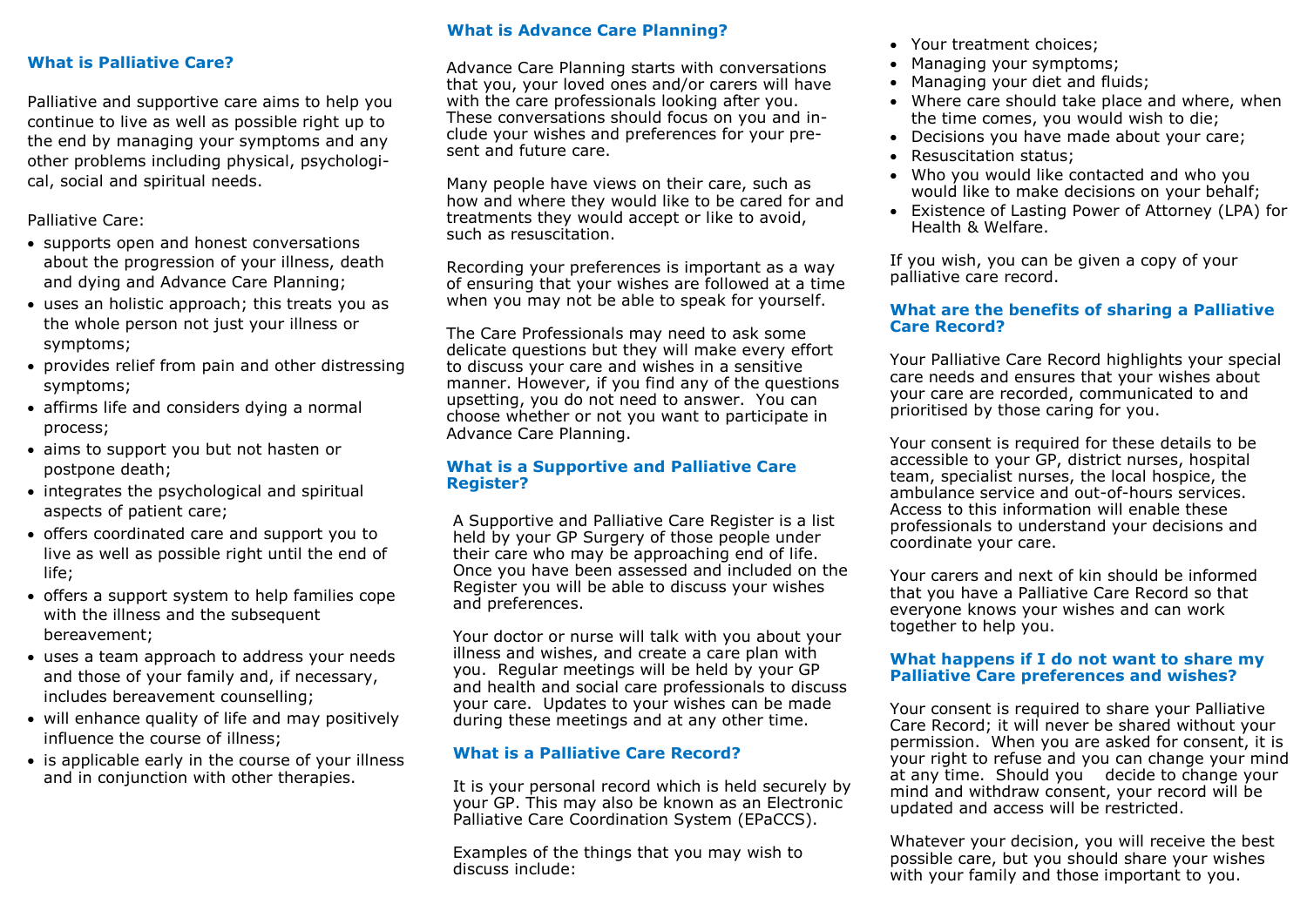## What is Palliative Care?

Palliative and supportive care aims to help you continue to live as well as possible right up to the end by managing your symptoms and any other problems including physical, psychological, social and spiritual needs.

Palliative Care:

- supports open and honest conversations about the progression of your illness, death and dying and Advance Care Planning;
- uses an holistic approach; this treats you as the whole person not just your illness or symptoms;
- provides relief from pain and other distressing symptoms;
- affirms life and considers dying a normal process;
- aims to support you but not hasten or postpone death;
- integrates the psychological and spiritual aspects of patient care;
- offers coordinated care and support you to live as well as possible right until the end of life;
- offers a support system to help families cope with the illness and the subsequent bereavement;
- uses a team approach to address your needs and those of your family and, if necessary, includes bereavement counselling;
- will enhance quality of life and may positively influence the course of illness;
- is applicable early in the course of your illness and in conjunction with other therapies.

## What is Advance Care Planning?

Advance Care Planning starts with conversations that you, your loved ones and/or carers will have with the care professionals looking after you. These conversations should focus on you and include your wishes and preferences for your present and future care.

Many people have views on their care, such as how and where they would like to be cared for and treatments they would accept or like to avoid, such as resuscitation.

Recording your preferences is important as a way of ensuring that your wishes are followed at a time when you may not be able to speak for yourself.

The Care Professionals may need to ask some delicate questions but they will make every effort to discuss your care and wishes in a sensitive manner. However, if you find any of the questions upsetting, you do not need to answer. You can choose whether or not you want to participate in Advance Care Planning.

## What is a Supportive and Palliative Care Register?

A Supportive and Palliative Care Register is a list held by your GP Surgery of those people under their care who may be approaching end of life. Once you have been assessed and included on the Register you will be able to discuss your wishes and preferences.

Your doctor or nurse will talk with you about your illness and wishes, and create a care plan with you. Regular meetings will be held by your GP and health and social care professionals to discuss your care. Updates to your wishes can be made during these meetings and at any other time.

## What is a Palliative Care Record?

It is your personal record which is held securely by your GP. This may also be known as an Electronic Palliative Care Coordination System (EPaCCS).

Examples of the things that you may wish to discuss include:

- Your treatment choices;
- Managing your symptoms;
- Managing your diet and fluids;
- Where care should take place and where, when the time comes, you would wish to die;
- Decisions you have made about your care;
- Resuscitation status;
- Who you would like contacted and who you would like to make decisions on your behalf;
- Existence of Lasting Power of Attorney (LPA) for Health & Welfare.

If you wish, you can be given a copy of your palliative care record.

## What are the benefits of sharing a Palliative Care Record?

Your Palliative Care Record highlights your special care needs and ensures that your wishes about your care are recorded, communicated to and prioritised by those caring for you.

Your consent is required for these details to be accessible to your GP, district nurses, hospital team, specialist nurses, the local hospice, the ambulance service and out-of-hours services. Access to this information will enable these professionals to understand your decisions and coordinate your care.

Your carers and next of kin should be informed that you have a Palliative Care Record so that everyone knows your wishes and can work together to help you.

## What happens if I do not want to share my Palliative Care preferences and wishes?

Your consent is required to share your Palliative Care Record; it will never be shared without your permission. When you are asked for consent, it is your right to refuse and you can change your mind at any time. Should you decide to change your mind and withdraw consent, your record will be updated and access will be restricted.

Whatever your decision, you will receive the best possible care, but you should share your wishes with your family and those important to you.